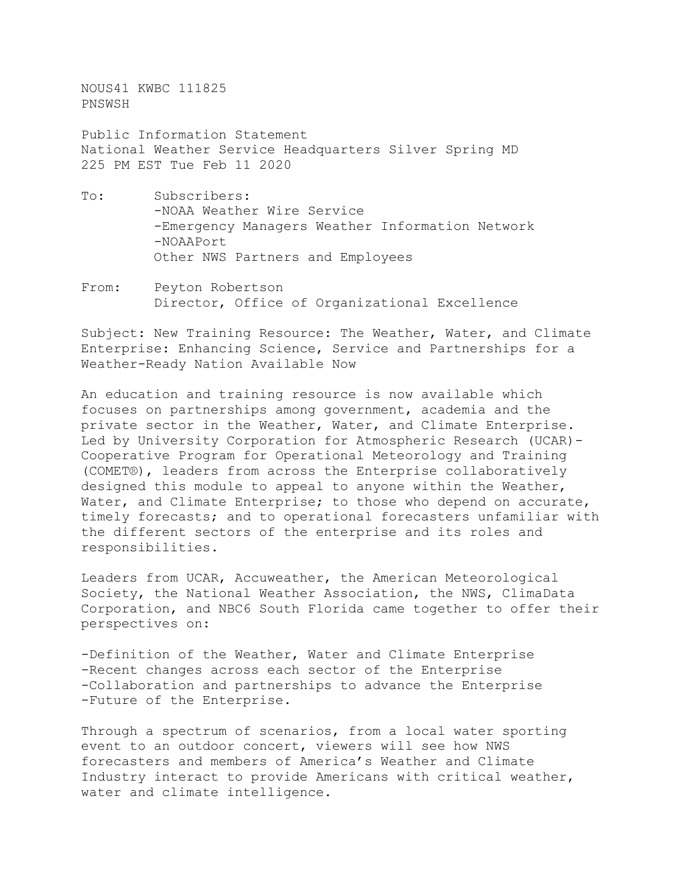NOUS41 KWBC 111825
PNSWSH

Public Information Statement
National Weather Service Headquarters Silver Spring MD
225 PM EST Tue Feb 11 2020

To: Subscribers:
-NOAA Weather Wire Service
-Emergency Managers Weather Information Network
-NOAAPort
Other NWS Partners and Employees

From: Peyton Robertson
Director, Office of Organizational Excellence

Subject: New Training Resource: The Weather, Water, and Climate Enterprise: Enhancing Science, Service and Partnerships for a Weather-Ready Nation Available Now

An education and training resource is now available which focuses on partnerships among government, academia and the private sector in the Weather, Water, and Climate Enterprise. Led by University Corporation for Atmospheric Research (UCAR)-Cooperative Program for Operational Meteorology and Training (COMET®), leaders from across the Enterprise collaboratively designed this module to appeal to anyone within the Weather, Water, and Climate Enterprise; to those who depend on accurate, timely forecasts; and to operational forecasters unfamiliar with the different sectors of the enterprise and its roles and responsibilities.

Leaders from UCAR, Accuweather, the American Meteorological Society, the National Weather Association, the NWS, ClimaData Corporation, and NBC6 South Florida came together to offer their perspectives on:

-Definition of the Weather, Water and Climate Enterprise
-Recent changes across each sector of the Enterprise
-Collaboration and partnerships to advance the Enterprise
-Future of the Enterprise.

Through a spectrum of scenarios, from a local water sporting event to an outdoor concert, viewers will see how NWS forecasters and members of America's Weather and Climate Industry interact to provide Americans with critical weather, water and climate intelligence.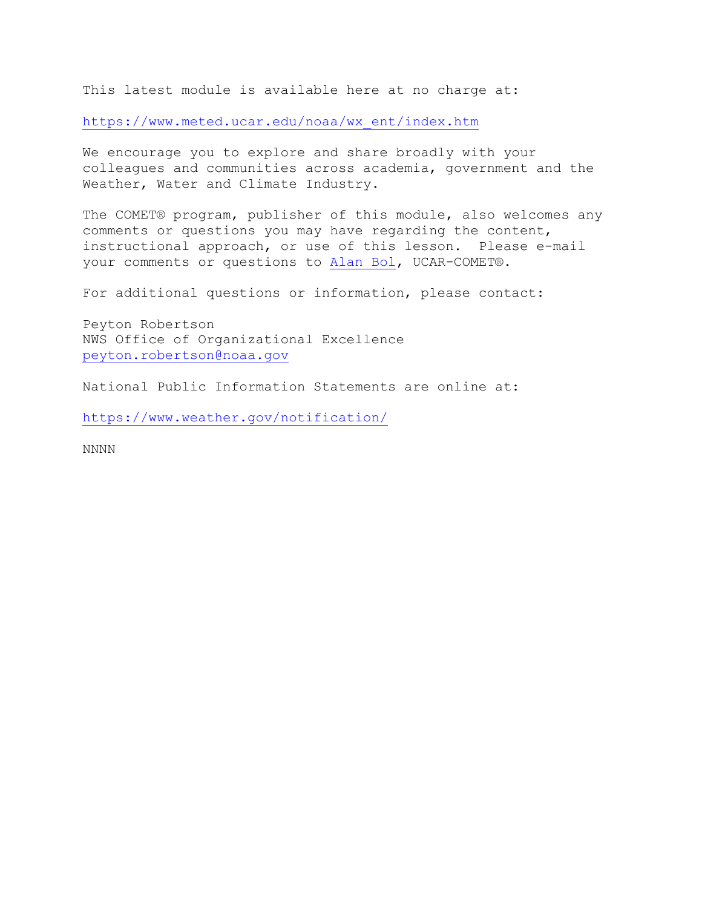This latest module is available here at no charge at:

https://www.meted.ucar.edu/noaa/wx_ent/index.htm

We encourage you to explore and share broadly with your colleagues and communities across academia, government and the Weather, Water and Climate Industry.

The COMET® program, publisher of this module, also welcomes any comments or questions you may have regarding the content, instructional approach, or use of this lesson. Please e-mail your comments or questions to Alan Bol, UCAR-COMET®.

For additional questions or information, please contact:

Peyton Robertson
NWS Office of Organizational Excellence
peyton.robertson@noaa.gov

National Public Information Statements are online at:

https://www.weather.gov/notification/

NNNN